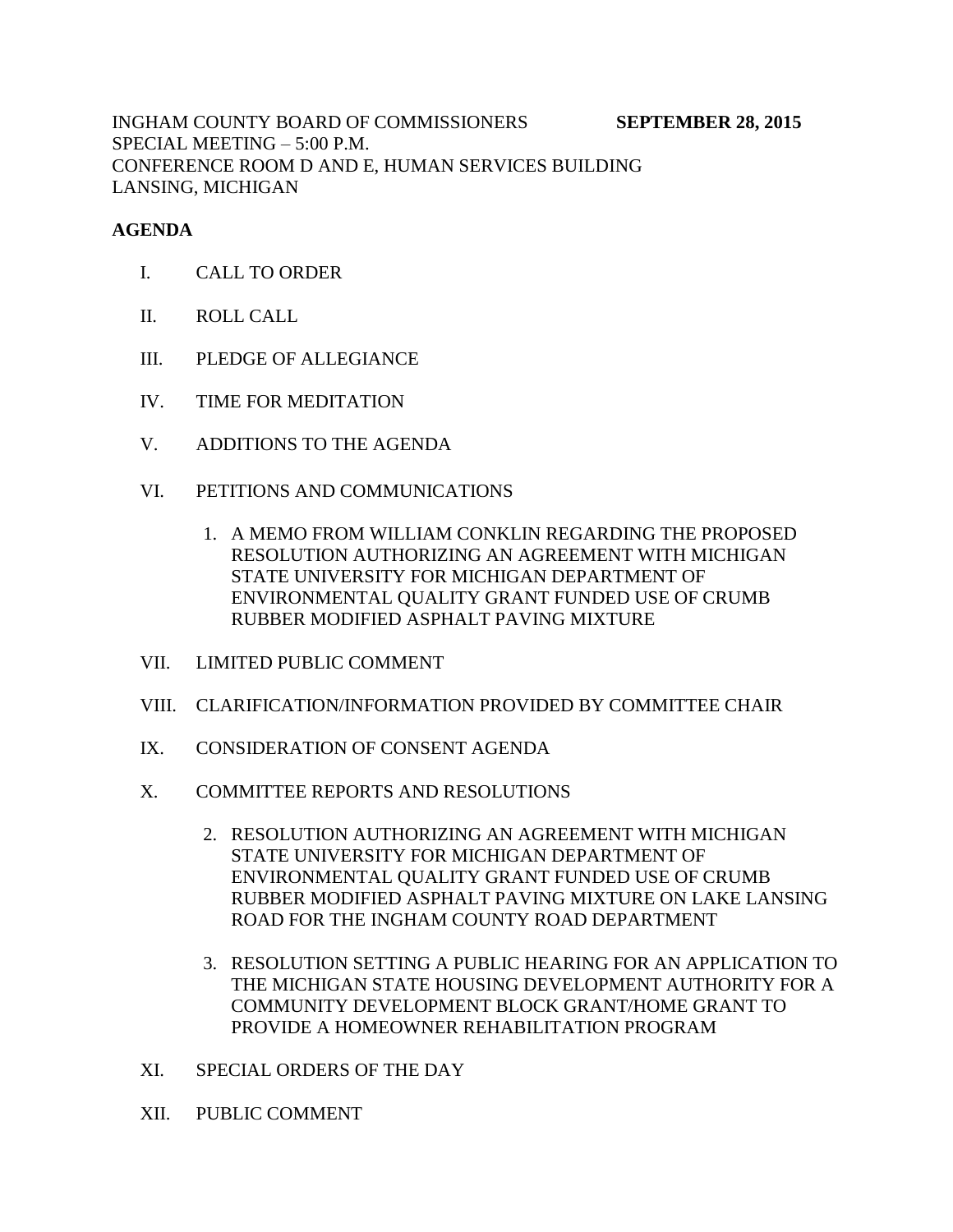INGHAM COUNTY BOARD OF COMMISSIONERS **SEPTEMBER 28, 2015**
SPECIAL MEETING – 5:00 P.M.
CONFERENCE ROOM D AND E, HUMAN SERVICES BUILDING
LANSING, MICHIGAN

**AGENDA**

I. CALL TO ORDER

II. ROLL CALL

III. PLEDGE OF ALLEGIANCE

IV. TIME FOR MEDITATION

V. ADDITIONS TO THE AGENDA

VI. PETITIONS AND COMMUNICATIONS

1. A MEMO FROM WILLIAM CONKLIN REGARDING THE PROPOSED RESOLUTION AUTHORIZING AN AGREEMENT WITH MICHIGAN STATE UNIVERSITY FOR MICHIGAN DEPARTMENT OF ENVIRONMENTAL QUALITY GRANT FUNDED USE OF CRUMB RUBBER MODIFIED ASPHALT PAVING MIXTURE

VII. LIMITED PUBLIC COMMENT

VIII. CLARIFICATION/INFORMATION PROVIDED BY COMMITTEE CHAIR

IX. CONSIDERATION OF CONSENT AGENDA

X. COMMITTEE REPORTS AND RESOLUTIONS

2. RESOLUTION AUTHORIZING AN AGREEMENT WITH MICHIGAN STATE UNIVERSITY FOR MICHIGAN DEPARTMENT OF ENVIRONMENTAL QUALITY GRANT FUNDED USE OF CRUMB RUBBER MODIFIED ASPHALT PAVING MIXTURE ON LAKE LANSING ROAD FOR THE INGHAM COUNTY ROAD DEPARTMENT

3. RESOLUTION SETTING A PUBLIC HEARING FOR AN APPLICATION TO THE MICHIGAN STATE HOUSING DEVELOPMENT AUTHORITY FOR A COMMUNITY DEVELOPMENT BLOCK GRANT/HOME GRANT TO PROVIDE A HOMEOWNER REHABILITATION PROGRAM

XI. SPECIAL ORDERS OF THE DAY

XII. PUBLIC COMMENT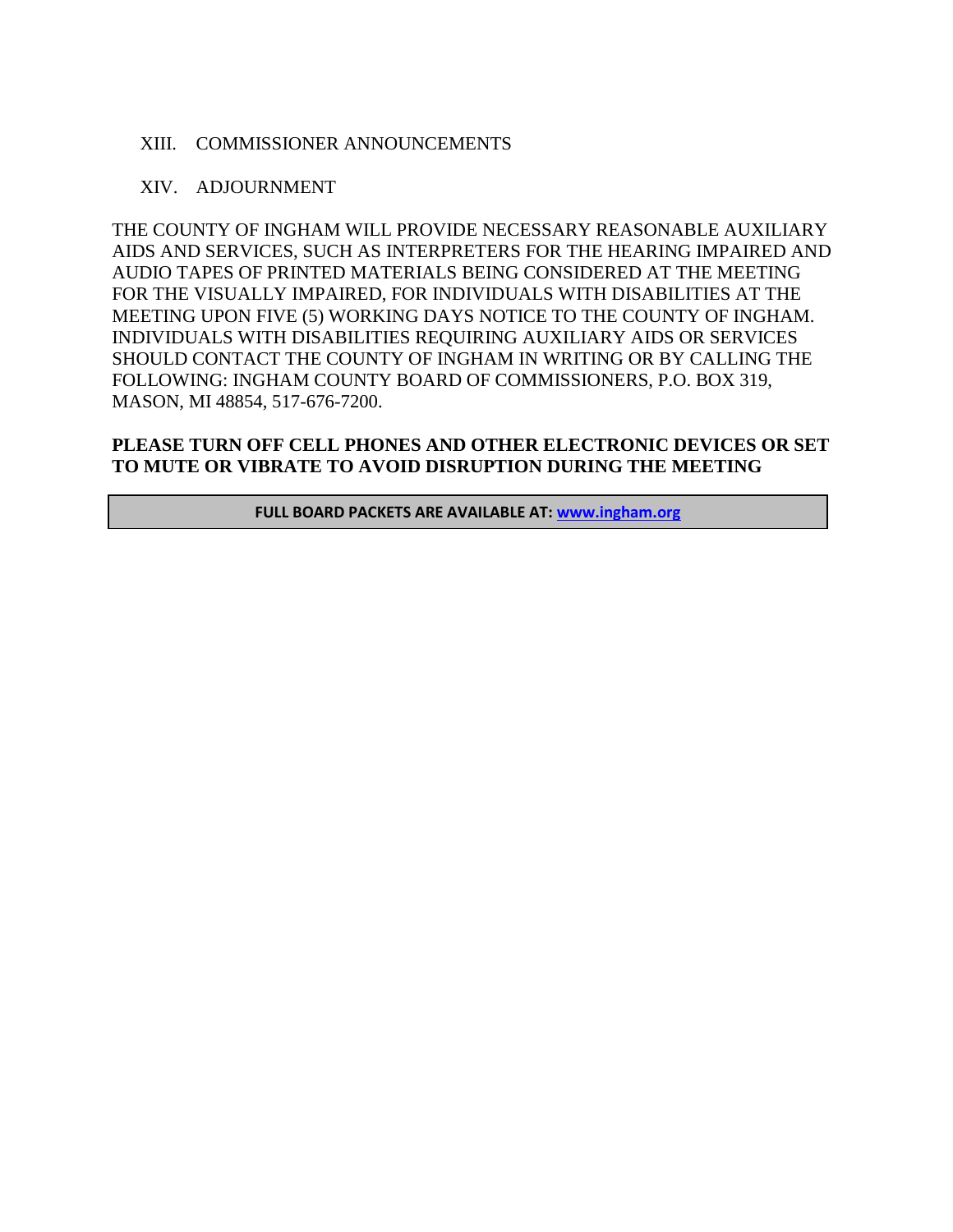XIII. COMMISSIONER ANNOUNCEMENTS

XIV. ADJOURNMENT

THE COUNTY OF INGHAM WILL PROVIDE NECESSARY REASONABLE AUXILIARY AIDS AND SERVICES, SUCH AS INTERPRETERS FOR THE HEARING IMPAIRED AND AUDIO TAPES OF PRINTED MATERIALS BEING CONSIDERED AT THE MEETING FOR THE VISUALLY IMPAIRED, FOR INDIVIDUALS WITH DISABILITIES AT THE MEETING UPON FIVE (5) WORKING DAYS NOTICE TO THE COUNTY OF INGHAM. INDIVIDUALS WITH DISABILITIES REQUIRING AUXILIARY AIDS OR SERVICES SHOULD CONTACT THE COUNTY OF INGHAM IN WRITING OR BY CALLING THE FOLLOWING: INGHAM COUNTY BOARD OF COMMISSIONERS, P.O. BOX 319, MASON, MI 48854, 517-676-7200.

**PLEASE TURN OFF CELL PHONES AND OTHER ELECTRONIC DEVICES OR SET TO MUTE OR VIBRATE TO AVOID DISRUPTION DURING THE MEETING**

**FULL BOARD PACKETS ARE AVAILABLE AT: www.ingham.org**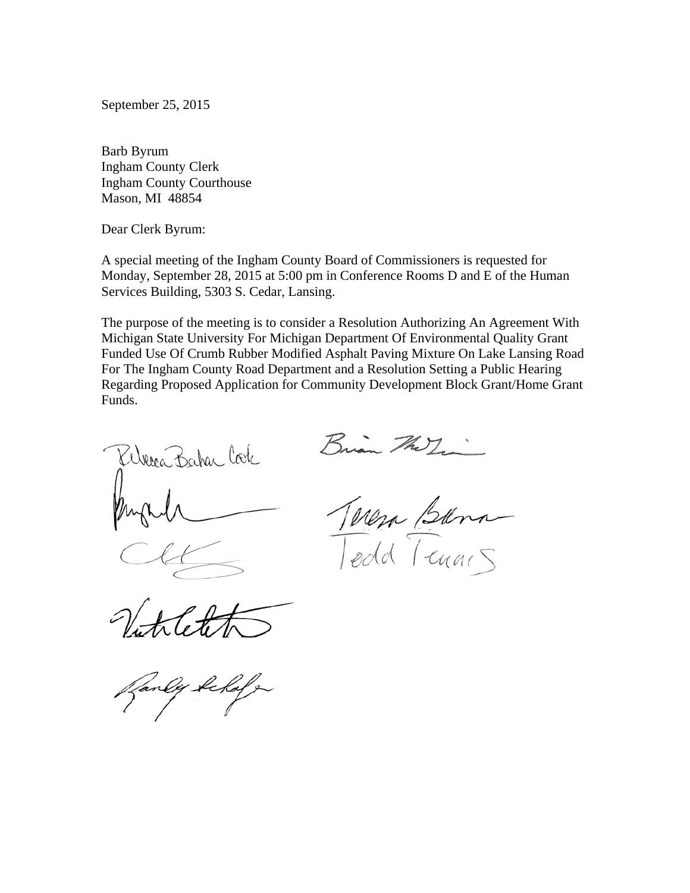September 25, 2015

Barb Byrum
Ingham County Clerk
Ingham County Courthouse
Mason, MI 48854

Dear Clerk Byrum:

A special meeting of the Ingham County Board of Commissioners is requested for Monday, September 28, 2015 at 5:00 pm in Conference Rooms D and E of the Human Services Building, 5303 S. Cedar, Lansing.

The purpose of the meeting is to consider a Resolution Authorizing An Agreement With Michigan State University For Michigan Department Of Environmental Quality Grant Funded Use Of Crumb Rubber Modified Asphalt Paving Mixture On Lake Lansing Road For The Ingham County Road Department and a Resolution Setting a Public Hearing Regarding Proposed Application for Community Development Block Grant/Home Grant Funds.

Rebecca Bahar Cook

Brian McGrain

Teresa Bankra

Todd Tennis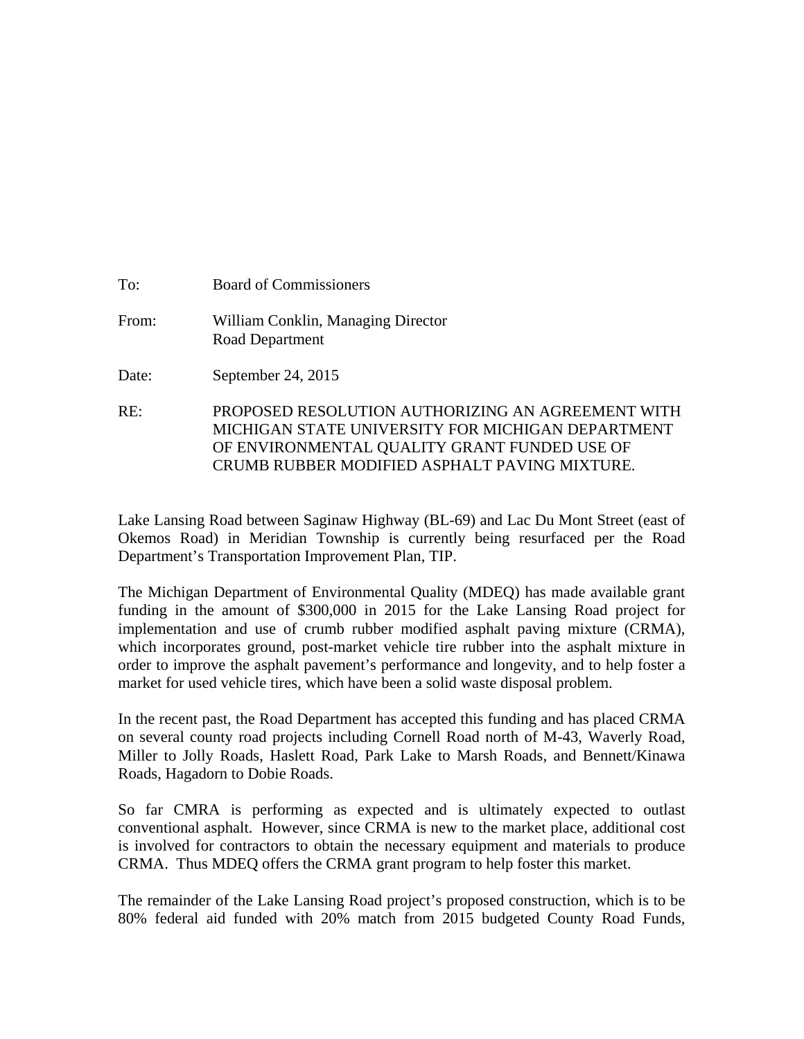To: Board of Commissioners

From: William Conklin, Managing Director
Road Department

Date: September 24, 2015

RE: PROPOSED RESOLUTION AUTHORIZING AN AGREEMENT WITH MICHIGAN STATE UNIVERSITY FOR MICHIGAN DEPARTMENT OF ENVIRONMENTAL QUALITY GRANT FUNDED USE OF CRUMB RUBBER MODIFIED ASPHALT PAVING MIXTURE.

Lake Lansing Road between Saginaw Highway (BL-69) and Lac Du Mont Street (east of Okemos Road) in Meridian Township is currently being resurfaced per the Road Department's Transportation Improvement Plan, TIP.

The Michigan Department of Environmental Quality (MDEQ) has made available grant funding in the amount of $300,000 in 2015 for the Lake Lansing Road project for implementation and use of crumb rubber modified asphalt paving mixture (CRMA), which incorporates ground, post-market vehicle tire rubber into the asphalt mixture in order to improve the asphalt pavement's performance and longevity, and to help foster a market for used vehicle tires, which have been a solid waste disposal problem.

In the recent past, the Road Department has accepted this funding and has placed CRMA on several county road projects including Cornell Road north of M-43, Waverly Road, Miller to Jolly Roads, Haslett Road, Park Lake to Marsh Roads, and Bennett/Kinawa Roads, Hagadorn to Dobie Roads.

So far CMRA is performing as expected and is ultimately expected to outlast conventional asphalt. However, since CRMA is new to the market place, additional cost is involved for contractors to obtain the necessary equipment and materials to produce CRMA. Thus MDEQ offers the CRMA grant program to help foster this market.

The remainder of the Lake Lansing Road project's proposed construction, which is to be 80% federal aid funded with 20% match from 2015 budgeted County Road Funds,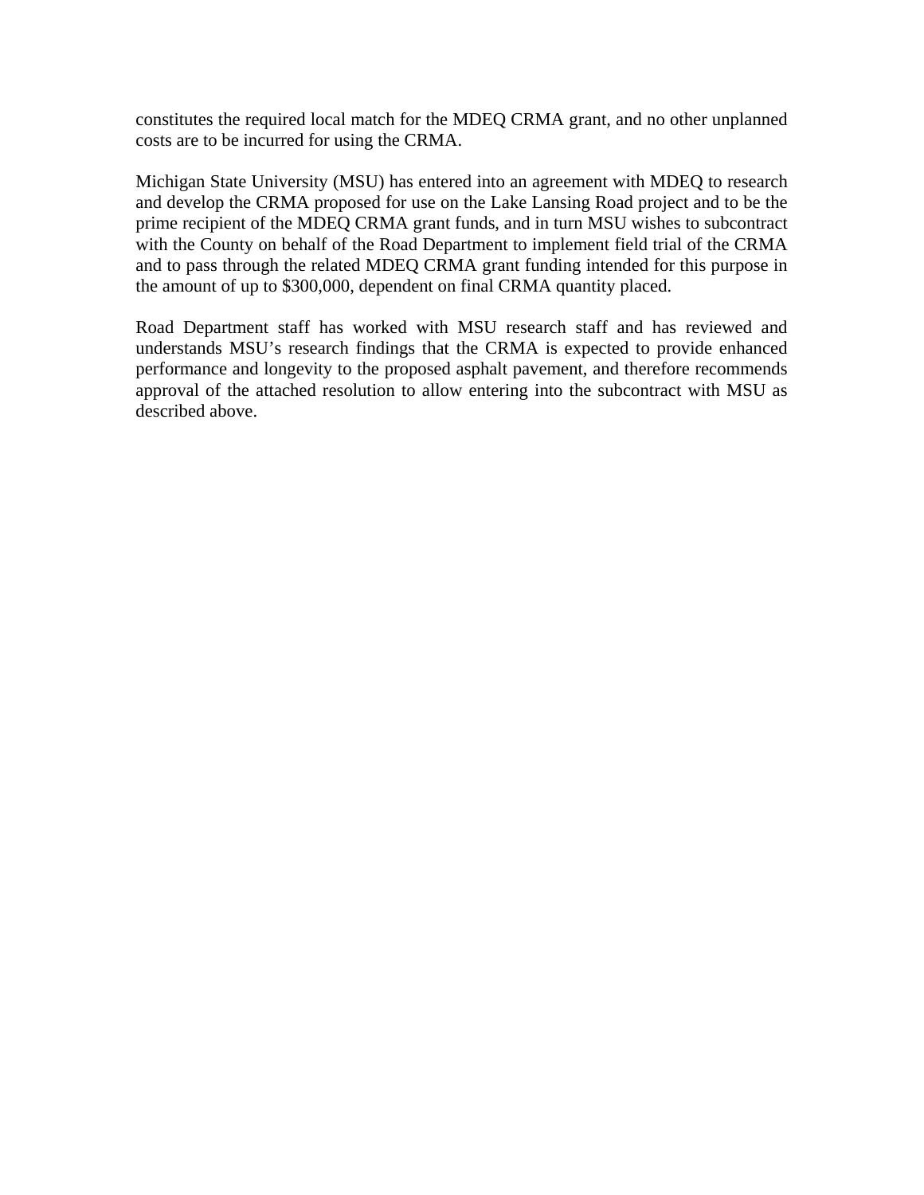constitutes the required local match for the MDEQ CRMA grant, and no other unplanned costs are to be incurred for using the CRMA.

Michigan State University (MSU) has entered into an agreement with MDEQ to research and develop the CRMA proposed for use on the Lake Lansing Road project and to be the prime recipient of the MDEQ CRMA grant funds, and in turn MSU wishes to subcontract with the County on behalf of the Road Department to implement field trial of the CRMA and to pass through the related MDEQ CRMA grant funding intended for this purpose in the amount of up to $300,000, dependent on final CRMA quantity placed.

Road Department staff has worked with MSU research staff and has reviewed and understands MSU's research findings that the CRMA is expected to provide enhanced performance and longevity to the proposed asphalt pavement, and therefore recommends approval of the attached resolution to allow entering into the subcontract with MSU as described above.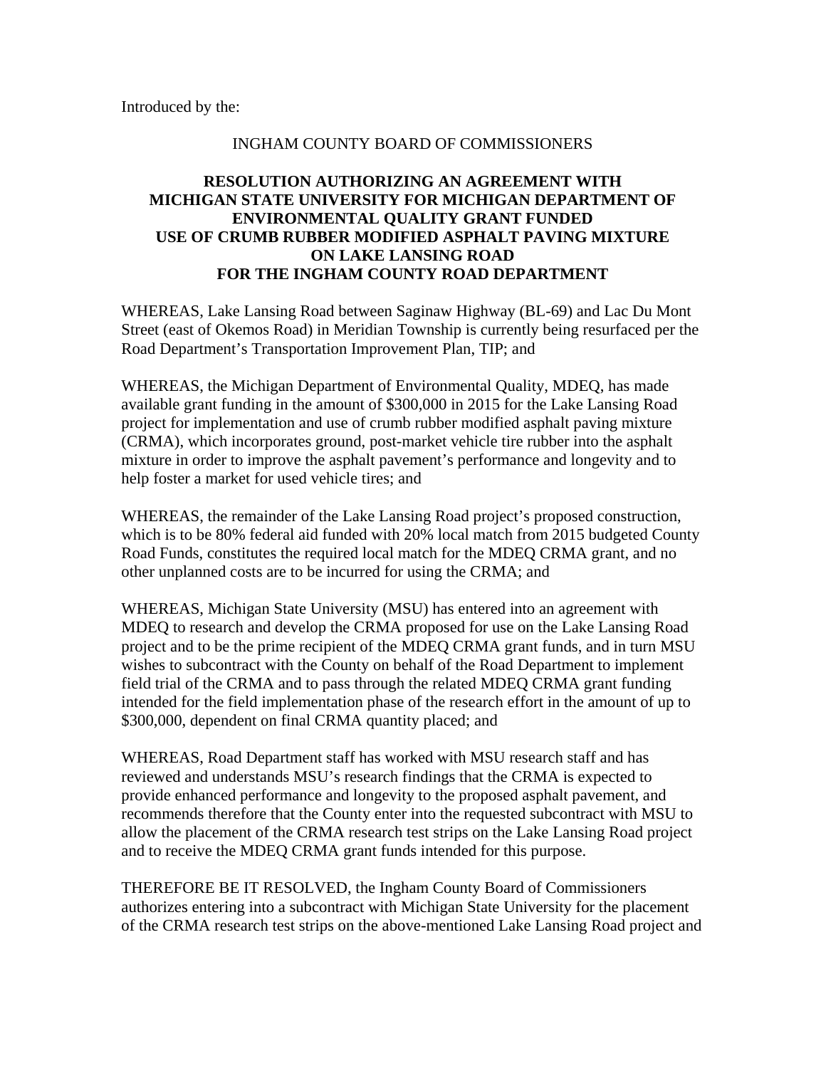Introduced by the:

INGHAM COUNTY BOARD OF COMMISSIONERS

**RESOLUTION AUTHORIZING AN AGREEMENT WITH MICHIGAN STATE UNIVERSITY FOR MICHIGAN DEPARTMENT OF ENVIRONMENTAL QUALITY GRANT FUNDED USE OF CRUMB RUBBER MODIFIED ASPHALT PAVING MIXTURE ON LAKE LANSING ROAD FOR THE INGHAM COUNTY ROAD DEPARTMENT**

WHEREAS, Lake Lansing Road between Saginaw Highway (BL-69) and Lac Du Mont Street (east of Okemos Road) in Meridian Township is currently being resurfaced per the Road Department's Transportation Improvement Plan, TIP; and

WHEREAS, the Michigan Department of Environmental Quality, MDEQ, has made available grant funding in the amount of $300,000 in 2015 for the Lake Lansing Road project for implementation and use of crumb rubber modified asphalt paving mixture (CRMA), which incorporates ground, post-market vehicle tire rubber into the asphalt mixture in order to improve the asphalt pavement's performance and longevity and to help foster a market for used vehicle tires; and

WHEREAS, the remainder of the Lake Lansing Road project's proposed construction, which is to be 80% federal aid funded with 20% local match from 2015 budgeted County Road Funds, constitutes the required local match for the MDEQ CRMA grant, and no other unplanned costs are to be incurred for using the CRMA; and

WHEREAS, Michigan State University (MSU) has entered into an agreement with MDEQ to research and develop the CRMA proposed for use on the Lake Lansing Road project and to be the prime recipient of the MDEQ CRMA grant funds, and in turn MSU wishes to subcontract with the County on behalf of the Road Department to implement field trial of the CRMA and to pass through the related MDEQ CRMA grant funding intended for the field implementation phase of the research effort in the amount of up to $300,000, dependent on final CRMA quantity placed; and

WHEREAS, Road Department staff has worked with MSU research staff and has reviewed and understands MSU's research findings that the CRMA is expected to provide enhanced performance and longevity to the proposed asphalt pavement, and recommends therefore that the County enter into the requested subcontract with MSU to allow the placement of the CRMA research test strips on the Lake Lansing Road project and to receive the MDEQ CRMA grant funds intended for this purpose.

THEREFORE BE IT RESOLVED, the Ingham County Board of Commissioners authorizes entering into a subcontract with Michigan State University for the placement of the CRMA research test strips on the above-mentioned Lake Lansing Road project and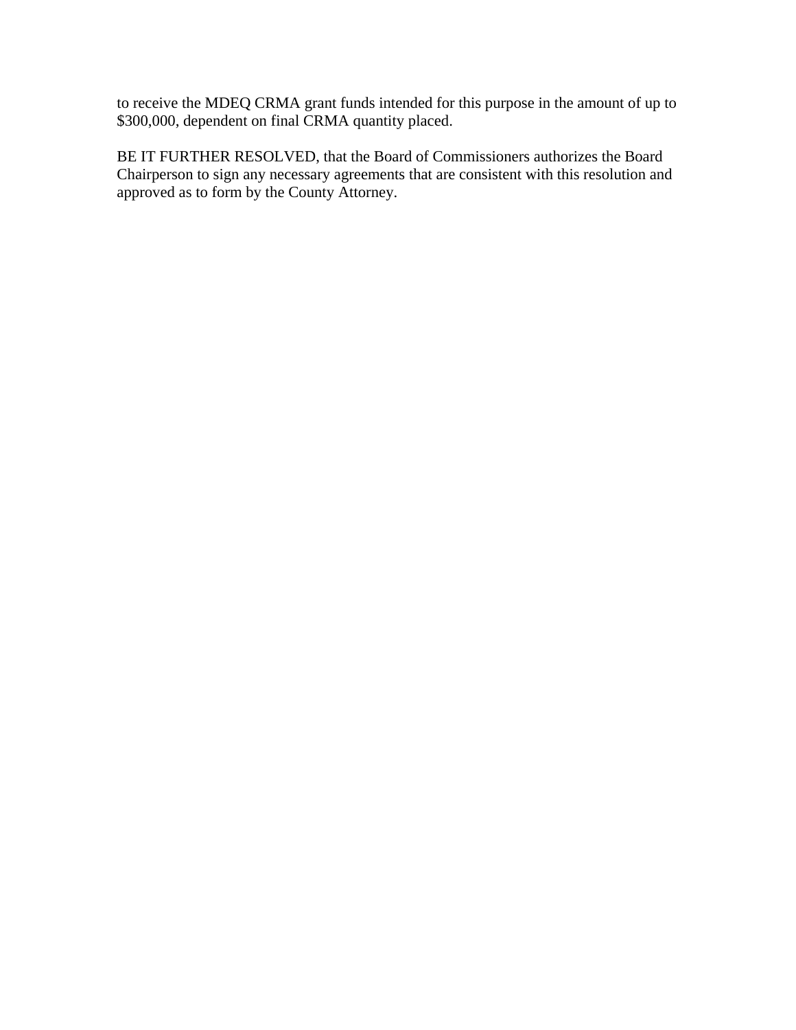to receive the MDEQ CRMA grant funds intended for this purpose in the amount of up to $300,000, dependent on final CRMA quantity placed.

BE IT FURTHER RESOLVED, that the Board of Commissioners authorizes the Board Chairperson to sign any necessary agreements that are consistent with this resolution and approved as to form by the County Attorney.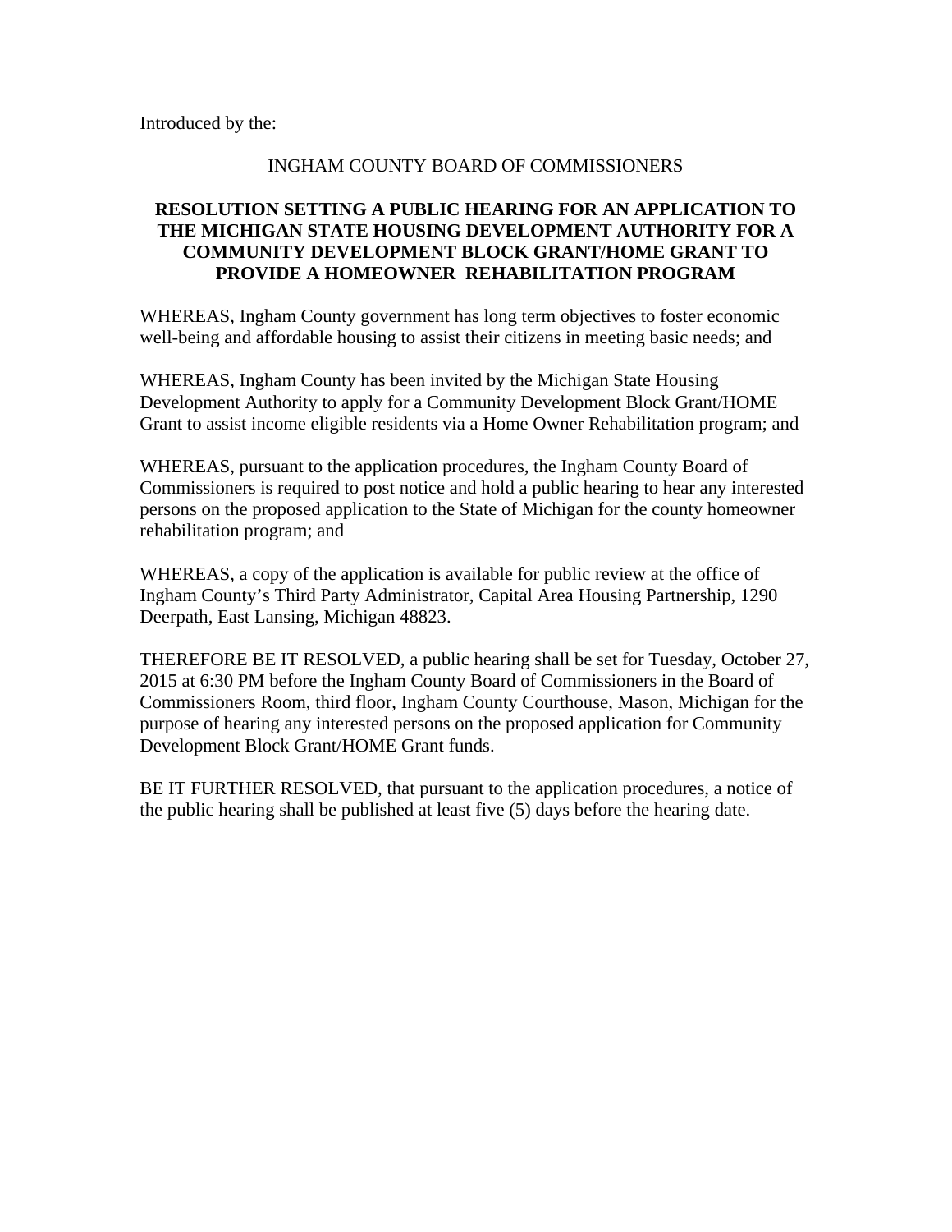Introduced by the:

INGHAM COUNTY BOARD OF COMMISSIONERS

**RESOLUTION SETTING A PUBLIC HEARING FOR AN APPLICATION TO THE MICHIGAN STATE HOUSING DEVELOPMENT AUTHORITY FOR A COMMUNITY DEVELOPMENT BLOCK GRANT/HOME GRANT TO PROVIDE A HOMEOWNER REHABILITATION PROGRAM**

WHEREAS, Ingham County government has long term objectives to foster economic well-being and affordable housing to assist their citizens in meeting basic needs; and

WHEREAS, Ingham County has been invited by the Michigan State Housing Development Authority to apply for a Community Development Block Grant/HOME Grant to assist income eligible residents via a Home Owner Rehabilitation program; and

WHEREAS, pursuant to the application procedures, the Ingham County Board of Commissioners is required to post notice and hold a public hearing to hear any interested persons on the proposed application to the State of Michigan for the county homeowner rehabilitation program; and

WHEREAS, a copy of the application is available for public review at the office of Ingham County's Third Party Administrator, Capital Area Housing Partnership, 1290 Deerpath, East Lansing, Michigan 48823.

THEREFORE BE IT RESOLVED, a public hearing shall be set for Tuesday, October 27, 2015 at 6:30 PM before the Ingham County Board of Commissioners in the Board of Commissioners Room, third floor, Ingham County Courthouse, Mason, Michigan for the purpose of hearing any interested persons on the proposed application for Community Development Block Grant/HOME Grant funds.

BE IT FURTHER RESOLVED, that pursuant to the application procedures, a notice of the public hearing shall be published at least five (5) days before the hearing date.